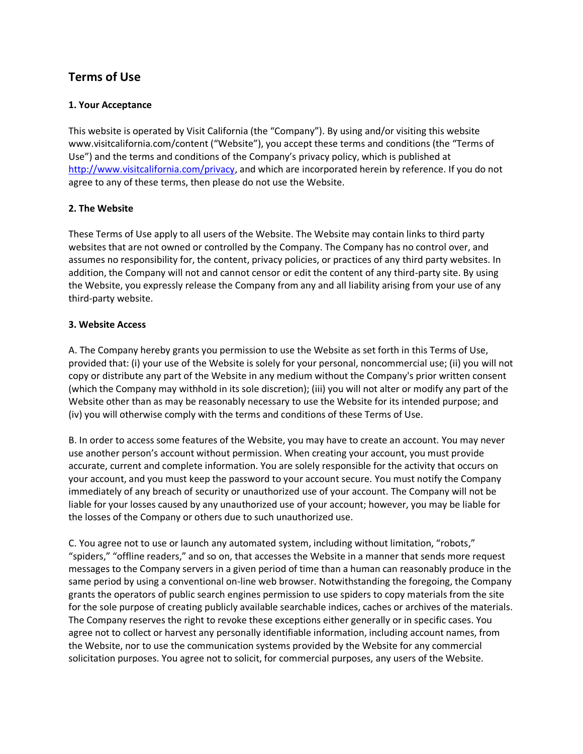# Terms of Use

### 1. Your Acceptance

This website is operated by Visit California (the "Company"). By using and/or visiting this website www.visitcalifornia.com/content ("Website"), you accept these terms and conditions (the "Terms of Use") and the terms and conditions of the Company's privacy policy, which is published at [http://www.visitcalifornia.com/privacy](http://www.visitcalifornia.com/privacy), and which are incorporated herein by reference. If you do not agree to any of these terms, then please do not use the Website.

### 2. The Website

These Terms of Use apply to all users of the Website. The Website may contain links to third party websites that are not owned or controlled by the Company. The Company has no control over, and assumes no responsibility for, the content, privacy policies, or practices of any third party websites. In addition, the Company will not and cannot censor or edit the content of any third-party site. By using the Website, you expressly release the Company from any and all liability arising from your use of any third-party website.

### 3. Website Access

A. The Company hereby grants you permission to use the Website as set forth in this Terms of Use, provided that: (i) your use of the Website is solely for your personal, noncommercial use; (ii) you will not copy or distribute any part of the Website in any medium without the Company's prior written consent (which the Company may withhold in its sole discretion); (iii) you will not alter or modify any part of the Website other than as may be reasonably necessary to use the Website for its intended purpose; and (iv) you will otherwise comply with the terms and conditions of these Terms of Use.

B. In order to access some features of the Website, you may have to create an account. You may never use another person's account without permission. When creating your account, you must provide accurate, current and complete information. You are solely responsible for the activity that occurs on your account, and you must keep the password to your account secure. You must notify the Company immediately of any breach of security or unauthorized use of your account. The Company will not be liable for your losses caused by any unauthorized use of your account; however, you may be liable for the losses of the Company or others due to such unauthorized use.

C. You agree not to use or launch any automated system, including without limitation, "robots," "spiders," "offline readers," and so on, that accesses the Website in a manner that sends more request messages to the Company servers in a given period of time than a human can reasonably produce in the same period by using a conventional on-line web browser. Notwithstanding the foregoing, the Company grants the operators of public search engines permission to use spiders to copy materials from the site for the sole purpose of creating publicly available searchable indices, caches or archives of the materials. The Company reserves the right to revoke these exceptions either generally or in specific cases. You agree not to collect or harvest any personally identifiable information, including account names, from the Website, nor to use the communication systems provided by the Website for any commercial solicitation purposes. You agree not to solicit, for commercial purposes, any users of the Website.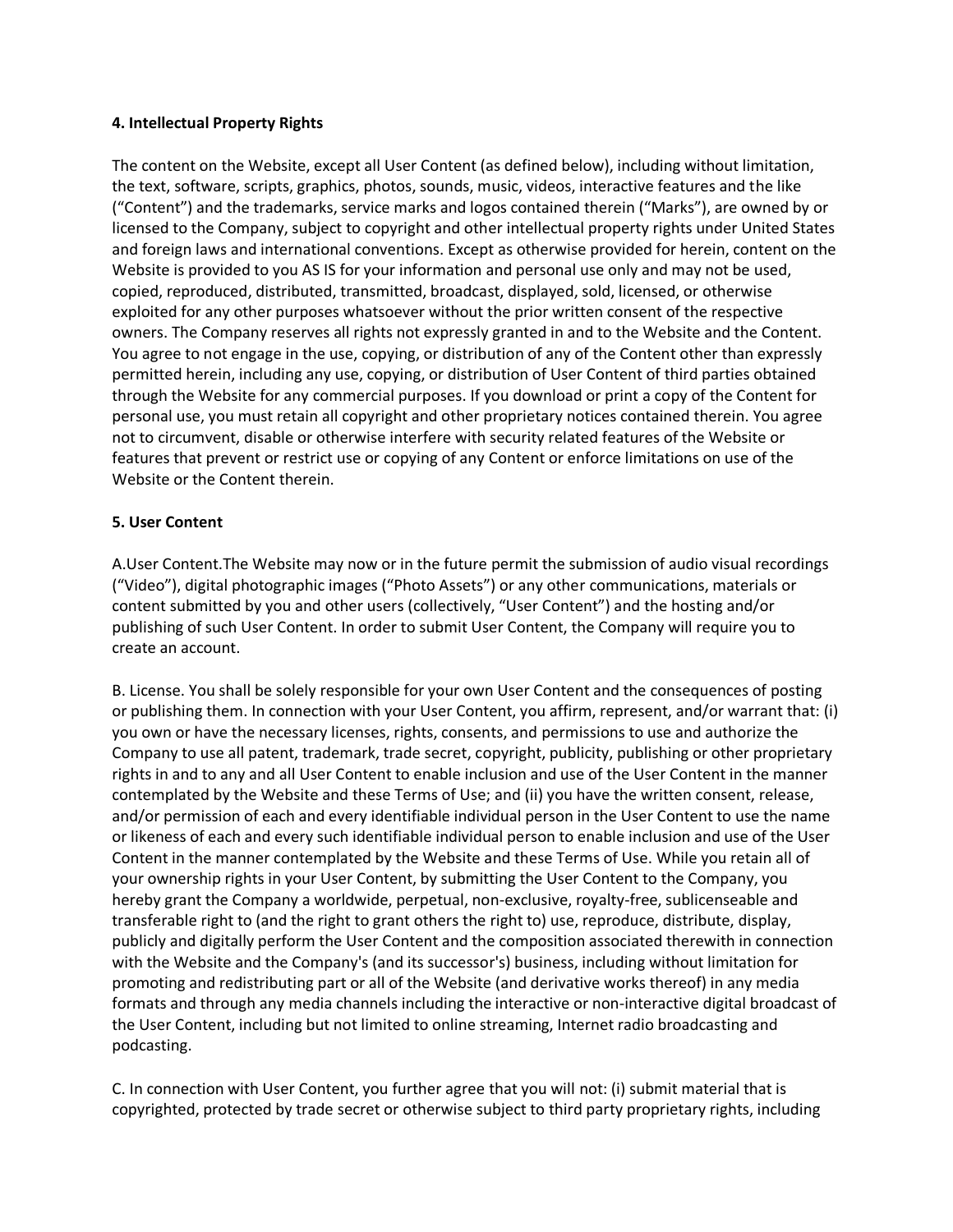**4. Intellectual Property Rights**

The content on the Website, except all User Content (as defined below), including without limitation, the text, software, scripts, graphics, photos, sounds, music, videos, interactive features and the like ("Content") and the trademarks, service marks and logos contained therein ("Marks"), are owned by or licensed to the Company, subject to copyright and other intellectual property rights under United States and foreign laws and international conventions. Except as otherwise provided for herein, content on the Website is provided to you AS IS for your information and personal use only and may not be used, copied, reproduced, distributed, transmitted, broadcast, displayed, sold, licensed, or otherwise exploited for any other purposes whatsoever without the prior written consent of the respective owners. The Company reserves all rights not expressly granted in and to the Website and the Content. You agree to not engage in the use, copying, or distribution of any of the Content other than expressly permitted herein, including any use, copying, or distribution of User Content of third parties obtained through the Website for any commercial purposes. If you download or print a copy of the Content for personal use, you must retain all copyright and other proprietary notices contained therein. You agree not to circumvent, disable or otherwise interfere with security related features of the Website or features that prevent or restrict use or copying of any Content or enforce limitations on use of the Website or the Content therein.

**5. User Content**

A.User Content.The Website may now or in the future permit the submission of audio visual recordings ("Video"), digital photographic images ("Photo Assets") or any other communications, materials or content submitted by you and other users (collectively, "User Content") and the hosting and/or publishing of such User Content. In order to submit User Content, the Company will require you to create an account.

B. License. You shall be solely responsible for your own User Content and the consequences of posting or publishing them. In connection with your User Content, you affirm, represent, and/or warrant that: (i) you own or have the necessary licenses, rights, consents, and permissions to use and authorize the Company to use all patent, trademark, trade secret, copyright, publicity, publishing or other proprietary rights in and to any and all User Content to enable inclusion and use of the User Content in the manner contemplated by the Website and these Terms of Use; and (ii) you have the written consent, release, and/or permission of each and every identifiable individual person in the User Content to use the name or likeness of each and every such identifiable individual person to enable inclusion and use of the User Content in the manner contemplated by the Website and these Terms of Use. While you retain all of your ownership rights in your User Content, by submitting the User Content to the Company, you hereby grant the Company a worldwide, perpetual, non-exclusive, royalty-free, sublicenseable and transferable right to (and the right to grant others the right to) use, reproduce, distribute, display, publicly and digitally perform the User Content and the composition associated therewith in connection with the Website and the Company's (and its successor's) business, including without limitation for promoting and redistributing part or all of the Website (and derivative works thereof) in any media formats and through any media channels including the interactive or non-interactive digital broadcast of the User Content, including but not limited to online streaming, Internet radio broadcasting and podcasting.

C. In connection with User Content, you further agree that you will not: (i) submit material that is copyrighted, protected by trade secret or otherwise subject to third party proprietary rights, including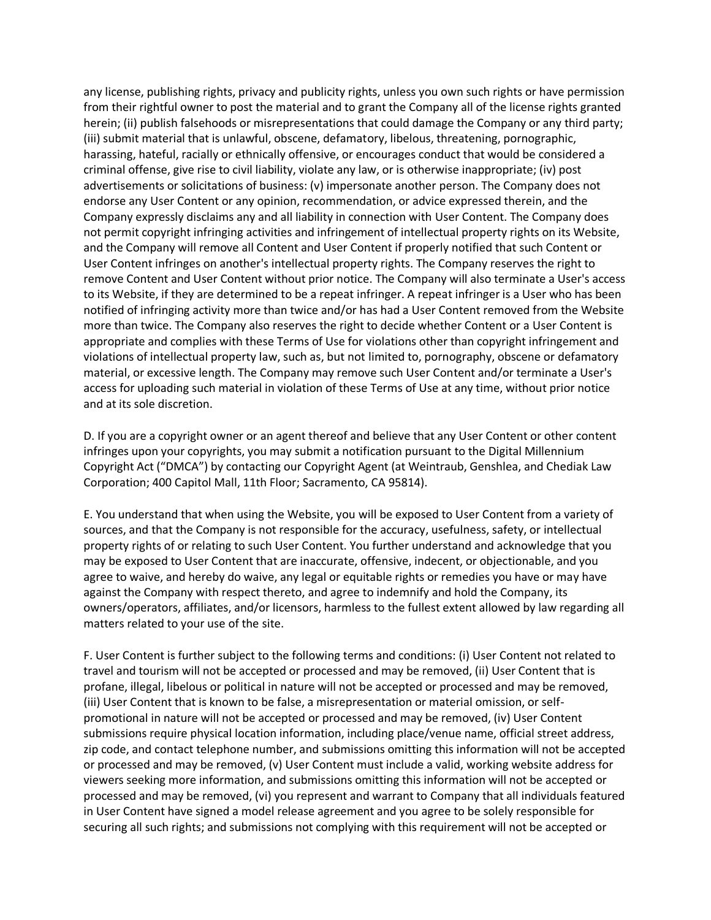any license, publishing rights, privacy and publicity rights, unless you own such rights or have permission from their rightful owner to post the material and to grant the Company all of the license rights granted herein; (ii) publish falsehoods or misrepresentations that could damage the Company or any third party; (iii) submit material that is unlawful, obscene, defamatory, libelous, threatening, pornographic, harassing, hateful, racially or ethnically offensive, or encourages conduct that would be considered a criminal offense, give rise to civil liability, violate any law, or is otherwise inappropriate; (iv) post advertisements or solicitations of business: (v) impersonate another person. The Company does not endorse any User Content or any opinion, recommendation, or advice expressed therein, and the Company expressly disclaims any and all liability in connection with User Content. The Company does not permit copyright infringing activities and infringement of intellectual property rights on its Website, and the Company will remove all Content and User Content if properly notified that such Content or User Content infringes on another's intellectual property rights. The Company reserves the right to remove Content and User Content without prior notice. The Company will also terminate a User's access to its Website, if they are determined to be a repeat infringer. A repeat infringer is a User who has been notified of infringing activity more than twice and/or has had a User Content removed from the Website more than twice. The Company also reserves the right to decide whether Content or a User Content is appropriate and complies with these Terms of Use for violations other than copyright infringement and violations of intellectual property law, such as, but not limited to, pornography, obscene or defamatory material, or excessive length. The Company may remove such User Content and/or terminate a User's access for uploading such material in violation of these Terms of Use at any time, without prior notice and at its sole discretion.

D. If you are a copyright owner or an agent thereof and believe that any User Content or other content infringes upon your copyrights, you may submit a notification pursuant to the Digital Millennium Copyright Act ("DMCA") by contacting our Copyright Agent (at Weintraub, Genshlea, and Chediak Law Corporation; 400 Capitol Mall, 11th Floor; Sacramento, CA 95814).

E. You understand that when using the Website, you will be exposed to User Content from a variety of sources, and that the Company is not responsible for the accuracy, usefulness, safety, or intellectual property rights of or relating to such User Content. You further understand and acknowledge that you may be exposed to User Content that are inaccurate, offensive, indecent, or objectionable, and you agree to waive, and hereby do waive, any legal or equitable rights or remedies you have or may have against the Company with respect thereto, and agree to indemnify and hold the Company, its owners/operators, affiliates, and/or licensors, harmless to the fullest extent allowed by law regarding all matters related to your use of the site.

F. User Content is further subject to the following terms and conditions: (i) User Content not related to travel and tourism will not be accepted or processed and may be removed, (ii) User Content that is profane, illegal, libelous or political in nature will not be accepted or processed and may be removed, (iii) User Content that is known to be false, a misrepresentation or material omission, or self-promotional in nature will not be accepted or processed and may be removed, (iv) User Content submissions require physical location information, including place/venue name, official street address, zip code, and contact telephone number, and submissions omitting this information will not be accepted or processed and may be removed, (v) User Content must include a valid, working website address for viewers seeking more information, and submissions omitting this information will not be accepted or processed and may be removed, (vi) you represent and warrant to Company that all individuals featured in User Content have signed a model release agreement and you agree to be solely responsible for securing all such rights; and submissions not complying with this requirement will not be accepted or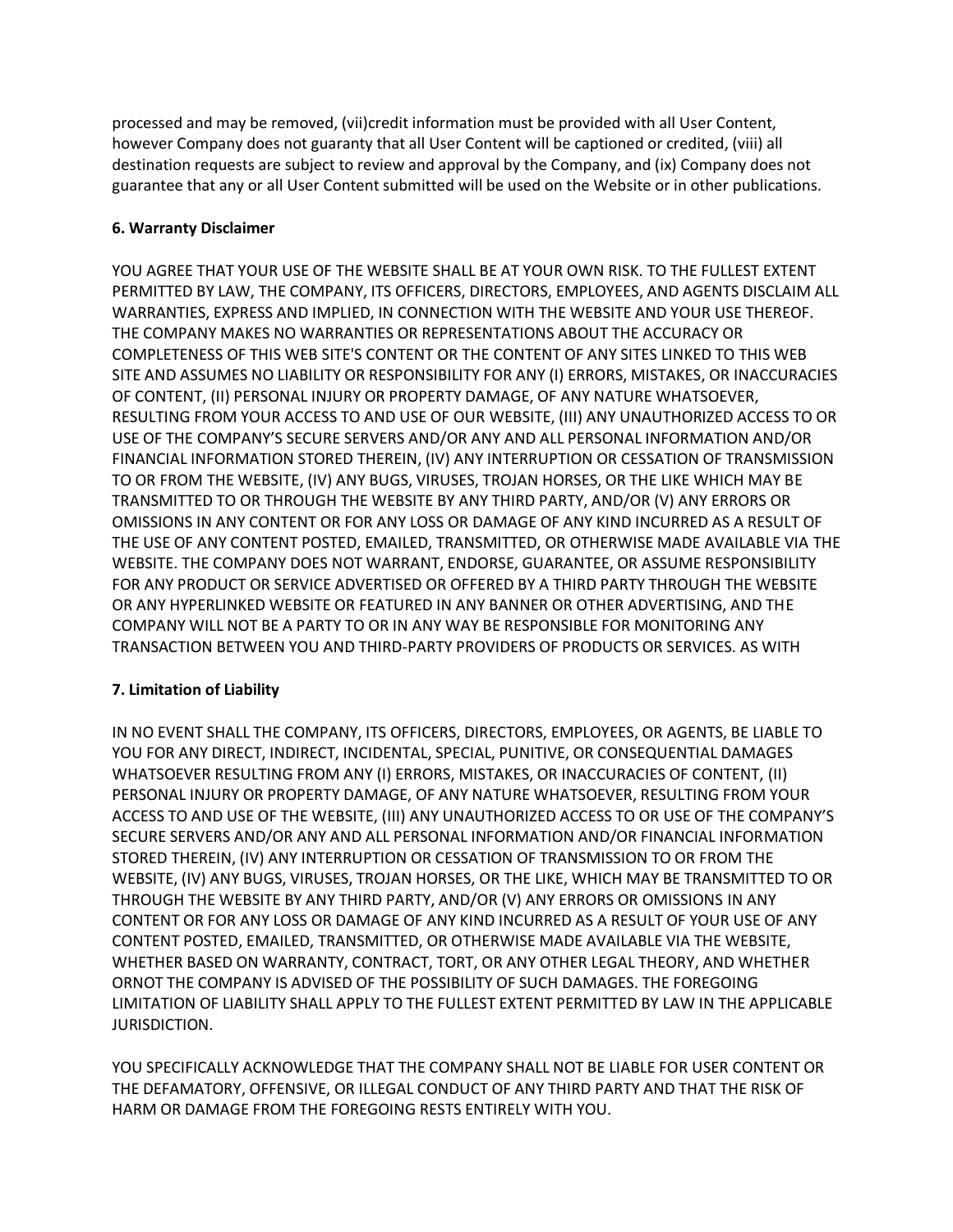processed and may be removed, (vii)credit information must be provided with all User Content, however Company does not guaranty that all User Content will be captioned or credited, (viii) all destination requests are subject to review and approval by the Company, and (ix) Company does not guarantee that any or all User Content submitted will be used on the Website or in other publications.

**6. Warranty Disclaimer**

YOU AGREE THAT YOUR USE OF THE WEBSITE SHALL BE AT YOUR OWN RISK. TO THE FULLEST EXTENT PERMITTED BY LAW, THE COMPANY, ITS OFFICERS, DIRECTORS, EMPLOYEES, AND AGENTS DISCLAIM ALL WARRANTIES, EXPRESS AND IMPLIED, IN CONNECTION WITH THE WEBSITE AND YOUR USE THEREOF. THE COMPANY MAKES NO WARRANTIES OR REPRESENTATIONS ABOUT THE ACCURACY OR COMPLETENESS OF THIS WEB SITE'S CONTENT OR THE CONTENT OF ANY SITES LINKED TO THIS WEB SITE AND ASSUMES NO LIABILITY OR RESPONSIBILITY FOR ANY (I) ERRORS, MISTAKES, OR INACCURACIES OF CONTENT, (II) PERSONAL INJURY OR PROPERTY DAMAGE, OF ANY NATURE WHATSOEVER, RESULTING FROM YOUR ACCESS TO AND USE OF OUR WEBSITE, (III) ANY UNAUTHORIZED ACCESS TO OR USE OF THE COMPANY'S SECURE SERVERS AND/OR ANY AND ALL PERSONAL INFORMATION AND/OR FINANCIAL INFORMATION STORED THEREIN, (IV) ANY INTERRUPTION OR CESSATION OF TRANSMISSION TO OR FROM THE WEBSITE, (IV) ANY BUGS, VIRUSES, TROJAN HORSES, OR THE LIKE WHICH MAY BE TRANSMITTED TO OR THROUGH THE WEBSITE BY ANY THIRD PARTY, AND/OR (V) ANY ERRORS OR OMISSIONS IN ANY CONTENT OR FOR ANY LOSS OR DAMAGE OF ANY KIND INCURRED AS A RESULT OF THE USE OF ANY CONTENT POSTED, EMAILED, TRANSMITTED, OR OTHERWISE MADE AVAILABLE VIA THE WEBSITE. THE COMPANY DOES NOT WARRANT, ENDORSE, GUARANTEE, OR ASSUME RESPONSIBILITY FOR ANY PRODUCT OR SERVICE ADVERTISED OR OFFERED BY A THIRD PARTY THROUGH THE WEBSITE OR ANY HYPERLINKED WEBSITE OR FEATURED IN ANY BANNER OR OTHER ADVERTISING, AND THE COMPANY WILL NOT BE A PARTY TO OR IN ANY WAY BE RESPONSIBLE FOR MONITORING ANY TRANSACTION BETWEEN YOU AND THIRD-PARTY PROVIDERS OF PRODUCTS OR SERVICES. AS WITH

**7. Limitation of Liability**

IN NO EVENT SHALL THE COMPANY, ITS OFFICERS, DIRECTORS, EMPLOYEES, OR AGENTS, BE LIABLE TO YOU FOR ANY DIRECT, INDIRECT, INCIDENTAL, SPECIAL, PUNITIVE, OR CONSEQUENTIAL DAMAGES WHATSOEVER RESULTING FROM ANY (I) ERRORS, MISTAKES, OR INACCURACIES OF CONTENT, (II) PERSONAL INJURY OR PROPERTY DAMAGE, OF ANY NATURE WHATSOEVER, RESULTING FROM YOUR ACCESS TO AND USE OF THE WEBSITE, (III) ANY UNAUTHORIZED ACCESS TO OR USE OF THE COMPANY'S SECURE SERVERS AND/OR ANY AND ALL PERSONAL INFORMATION AND/OR FINANCIAL INFORMATION STORED THEREIN, (IV) ANY INTERRUPTION OR CESSATION OF TRANSMISSION TO OR FROM THE WEBSITE, (IV) ANY BUGS, VIRUSES, TROJAN HORSES, OR THE LIKE, WHICH MAY BE TRANSMITTED TO OR THROUGH THE WEBSITE BY ANY THIRD PARTY, AND/OR (V) ANY ERRORS OR OMISSIONS IN ANY CONTENT OR FOR ANY LOSS OR DAMAGE OF ANY KIND INCURRED AS A RESULT OF YOUR USE OF ANY CONTENT POSTED, EMAILED, TRANSMITTED, OR OTHERWISE MADE AVAILABLE VIA THE WEBSITE, WHETHER BASED ON WARRANTY, CONTRACT, TORT, OR ANY OTHER LEGAL THEORY, AND WHETHER ORNOT THE COMPANY IS ADVISED OF THE POSSIBILITY OF SUCH DAMAGES. THE FOREGOING LIMITATION OF LIABILITY SHALL APPLY TO THE FULLEST EXTENT PERMITTED BY LAW IN THE APPLICABLE JURISDICTION.

YOU SPECIFICALLY ACKNOWLEDGE THAT THE COMPANY SHALL NOT BE LIABLE FOR USER CONTENT OR THE DEFAMATORY, OFFENSIVE, OR ILLEGAL CONDUCT OF ANY THIRD PARTY AND THAT THE RISK OF HARM OR DAMAGE FROM THE FOREGOING RESTS ENTIRELY WITH YOU.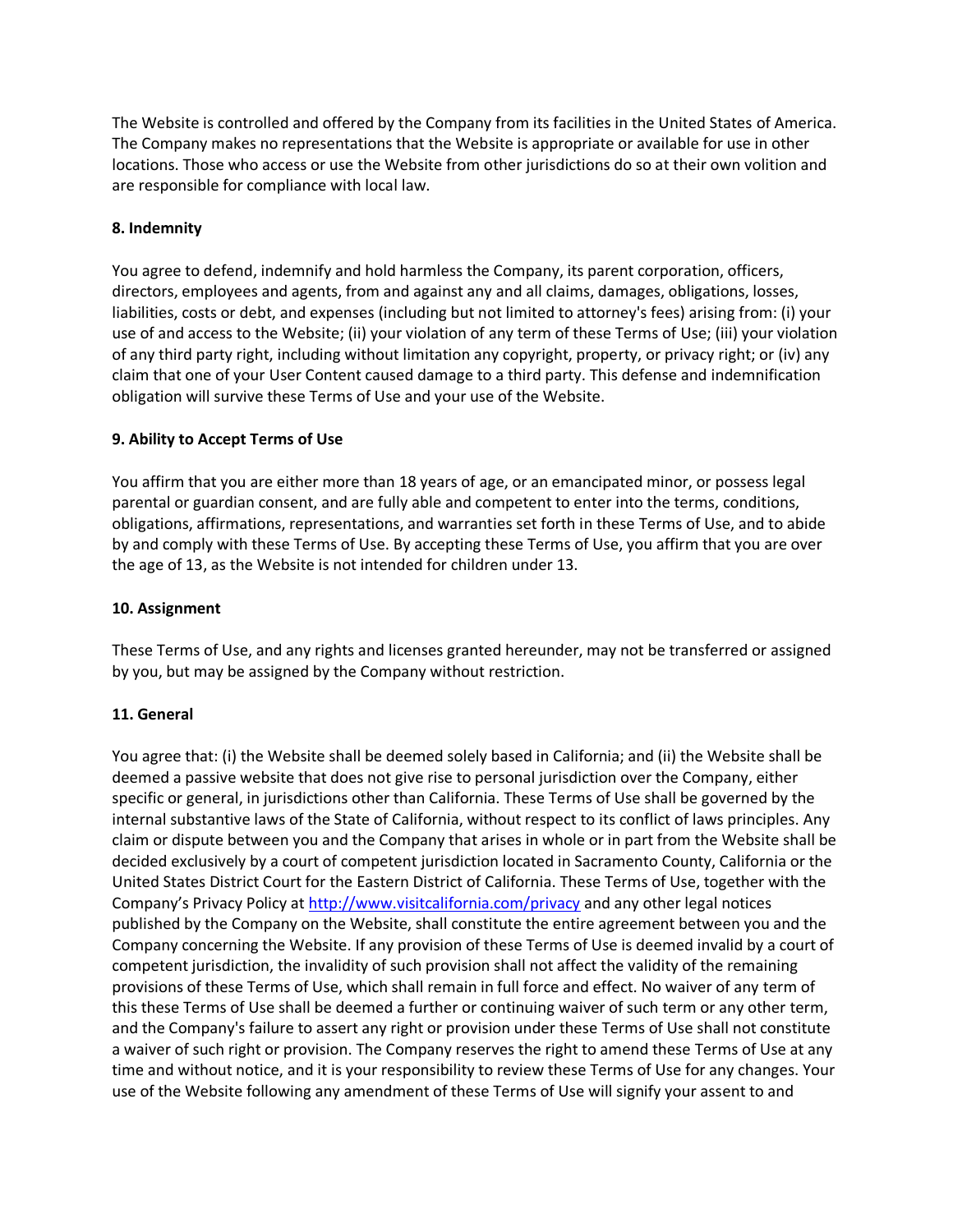The Website is controlled and offered by the Company from its facilities in the United States of America. The Company makes no representations that the Website is appropriate or available for use in other locations. Those who access or use the Website from other jurisdictions do so at their own volition and are responsible for compliance with local law.

**8. Indemnity**

You agree to defend, indemnify and hold harmless the Company, its parent corporation, officers, directors, employees and agents, from and against any and all claims, damages, obligations, losses, liabilities, costs or debt, and expenses (including but not limited to attorney's fees) arising from: (i) your use of and access to the Website; (ii) your violation of any term of these Terms of Use; (iii) your violation of any third party right, including without limitation any copyright, property, or privacy right; or (iv) any claim that one of your User Content caused damage to a third party. This defense and indemnification obligation will survive these Terms of Use and your use of the Website.

**9. Ability to Accept Terms of Use**

You affirm that you are either more than 18 years of age, or an emancipated minor, or possess legal parental or guardian consent, and are fully able and competent to enter into the terms, conditions, obligations, affirmations, representations, and warranties set forth in these Terms of Use, and to abide by and comply with these Terms of Use. By accepting these Terms of Use, you affirm that you are over the age of 13, as the Website is not intended for children under 13.

**10. Assignment**

These Terms of Use, and any rights and licenses granted hereunder, may not be transferred or assigned by you, but may be assigned by the Company without restriction.

**11. General**

You agree that: (i) the Website shall be deemed solely based in California; and (ii) the Website shall be deemed a passive website that does not give rise to personal jurisdiction over the Company, either specific or general, in jurisdictions other than California. These Terms of Use shall be governed by the internal substantive laws of the State of California, without respect to its conflict of laws principles. Any claim or dispute between you and the Company that arises in whole or in part from the Website shall be decided exclusively by a court of competent jurisdiction located in Sacramento County, California or the United States District Court for the Eastern District of California. These Terms of Use, together with the Company's Privacy Policy at [http://www.visitcalifornia.com/privacy](http://www.visitcalifornia.com/privacy) and any other legal notices published by the Company on the Website, shall constitute the entire agreement between you and the Company concerning the Website. If any provision of these Terms of Use is deemed invalid by a court of competent jurisdiction, the invalidity of such provision shall not affect the validity of the remaining provisions of these Terms of Use, which shall remain in full force and effect. No waiver of any term of this these Terms of Use shall be deemed a further or continuing waiver of such term or any other term, and the Company's failure to assert any right or provision under these Terms of Use shall not constitute a waiver of such right or provision. The Company reserves the right to amend these Terms of Use at any time and without notice, and it is your responsibility to review these Terms of Use for any changes. Your use of the Website following any amendment of these Terms of Use will signify your assent to and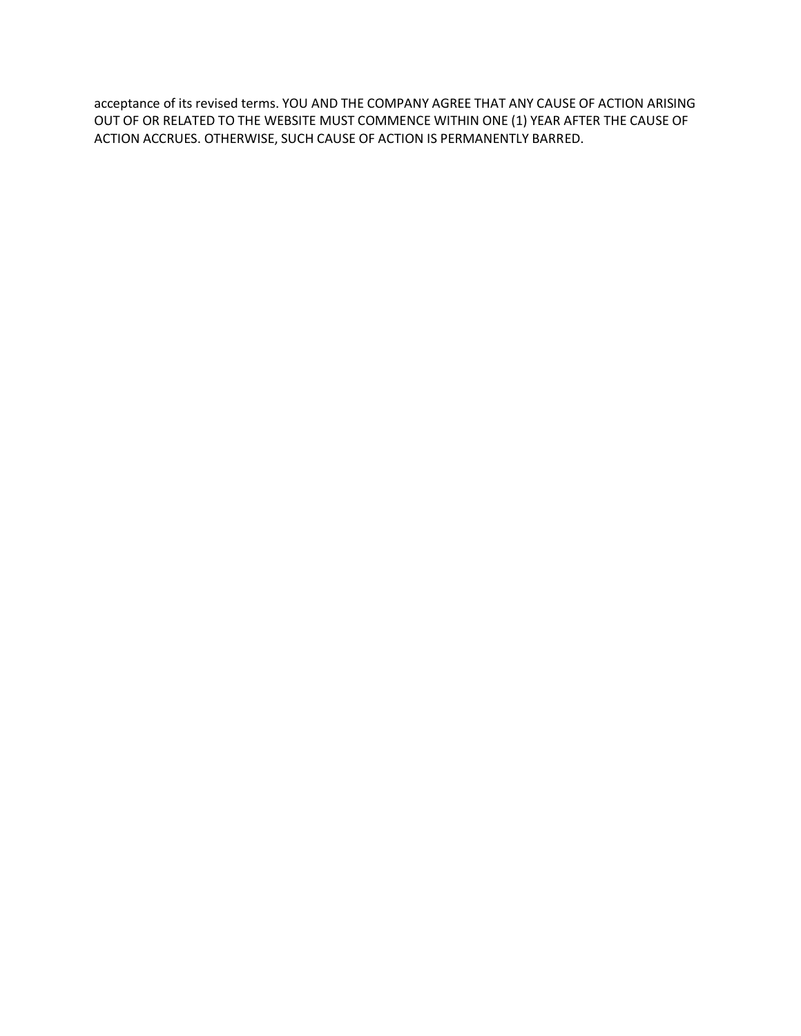acceptance of its revised terms. YOU AND THE COMPANY AGREE THAT ANY CAUSE OF ACTION ARISING OUT OF OR RELATED TO THE WEBSITE MUST COMMENCE WITHIN ONE (1) YEAR AFTER THE CAUSE OF ACTION ACCRUES. OTHERWISE, SUCH CAUSE OF ACTION IS PERMANENTLY BARRED.